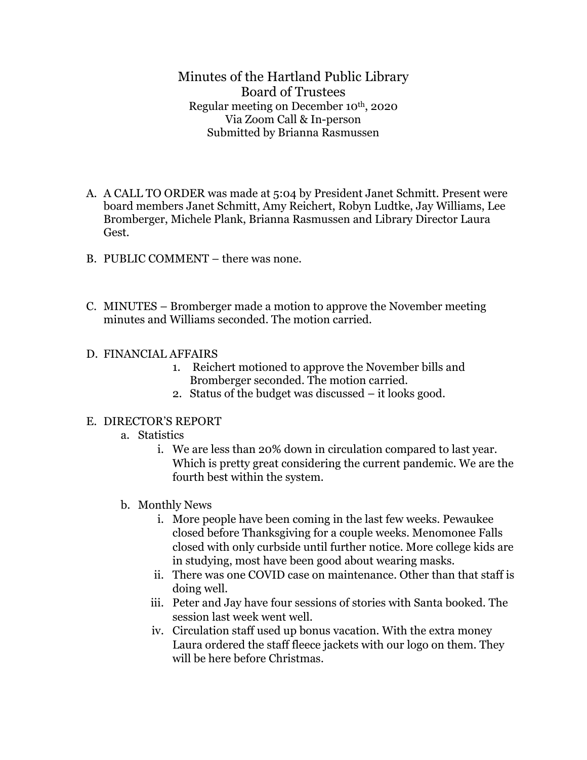# Minutes of the Hartland Public Library Board of Trustees

Regular meeting on December 10th, 2020
Via Zoom Call & In-person
Submitted by Brianna Rasmussen

A. A CALL TO ORDER was made at 5:04 by President Janet Schmitt. Present were board members Janet Schmitt, Amy Reichert, Robyn Ludtke, Jay Williams, Lee Bromberger, Michele Plank, Brianna Rasmussen and Library Director Laura Gest.

B. PUBLIC COMMENT – there was none.

C. MINUTES – Bromberger made a motion to approve the November meeting minutes and Williams seconded. The motion carried.

D. FINANCIAL AFFAIRS
   1. Reichert motioned to approve the November bills and Bromberger seconded. The motion carried.
   2. Status of the budget was discussed – it looks good.

E. DIRECTOR'S REPORT
   a. Statistics
      i. We are less than 20% down in circulation compared to last year. Which is pretty great considering the current pandemic. We are the fourth best within the system.
   b. Monthly News
      i. More people have been coming in the last few weeks. Pewaukee closed before Thanksgiving for a couple weeks. Menomonee Falls closed with only curbside until further notice. More college kids are in studying, most have been good about wearing masks.
      ii. There was one COVID case on maintenance. Other than that staff is doing well.
      iii. Peter and Jay have four sessions of stories with Santa booked. The session last week went well.
      iv. Circulation staff used up bonus vacation. With the extra money Laura ordered the staff fleece jackets with our logo on them. They will be here before Christmas.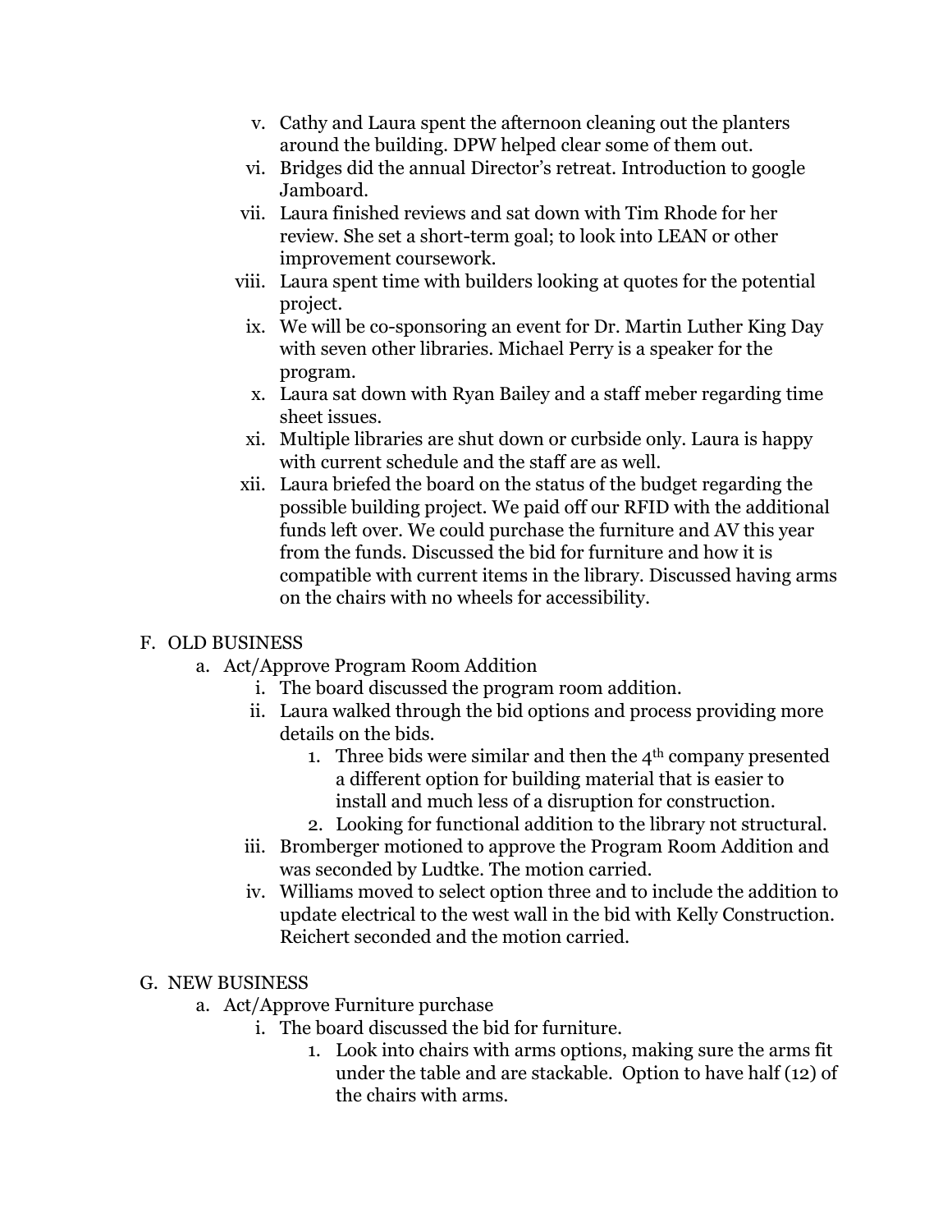v. Cathy and Laura spent the afternoon cleaning out the planters around the building. DPW helped clear some of them out.
vi. Bridges did the annual Director's retreat. Introduction to google Jamboard.
vii. Laura finished reviews and sat down with Tim Rhode for her review. She set a short-term goal; to look into LEAN or other improvement coursework.
viii. Laura spent time with builders looking at quotes for the potential project.
ix. We will be co-sponsoring an event for Dr. Martin Luther King Day with seven other libraries. Michael Perry is a speaker for the program.
x. Laura sat down with Ryan Bailey and a staff meber regarding time sheet issues.
xi. Multiple libraries are shut down or curbside only. Laura is happy with current schedule and the staff are as well.
xii. Laura briefed the board on the status of the budget regarding the possible building project. We paid off our RFID with the additional funds left over. We could purchase the furniture and AV this year from the funds. Discussed the bid for furniture and how it is compatible with current items in the library. Discussed having arms on the chairs with no wheels for accessibility.

F. OLD BUSINESS

a. Act/Approve Program Room Addition

i. The board discussed the program room addition.
ii. Laura walked through the bid options and process providing more details on the bids.
   1. Three bids were similar and then the 4th company presented a different option for building material that is easier to install and much less of a disruption for construction.
   2. Looking for functional addition to the library not structural.
iii. Bromberger motioned to approve the Program Room Addition and was seconded by Ludtke. The motion carried.
iv. Williams moved to select option three and to include the addition to update electrical to the west wall in the bid with Kelly Construction. Reichert seconded and the motion carried.

G. NEW BUSINESS

a. Act/Approve Furniture purchase

i. The board discussed the bid for furniture.
   1. Look into chairs with arms options, making sure the arms fit under the table and are stackable. Option to have half (12) of the chairs with arms.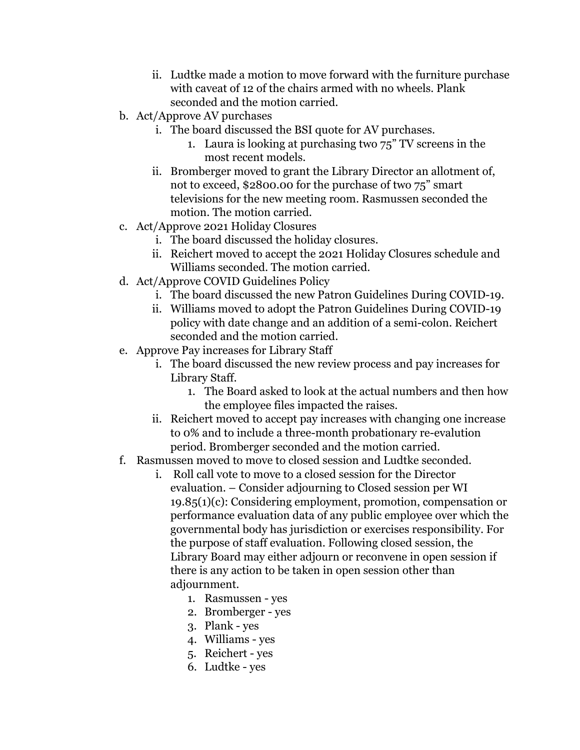- ii. Ludtke made a motion to move forward with the furniture purchase with caveat of 12 of the chairs armed with no wheels. Plank seconded and the motion carried.
- b. Act/Approve AV purchases
    - i. The board discussed the BSI quote for AV purchases.
        1. Laura is looking at purchasing two 75" TV screens in the most recent models.
    - ii. Bromberger moved to grant the Library Director an allotment of, not to exceed, $2800.00 for the purchase of two 75" smart televisions for the new meeting room. Rasmussen seconded the motion. The motion carried.
- c. Act/Approve 2021 Holiday Closures
    - i. The board discussed the holiday closures.
    - ii. Reichert moved to accept the 2021 Holiday Closures schedule and Williams seconded. The motion carried.
- d. Act/Approve COVID Guidelines Policy
    - i. The board discussed the new Patron Guidelines During COVID-19.
    - ii. Williams moved to adopt the Patron Guidelines During COVID-19 policy with date change and an addition of a semi-colon. Reichert seconded and the motion carried.
- e. Approve Pay increases for Library Staff
    - i. The board discussed the new review process and pay increases for Library Staff.
        1. The Board asked to look at the actual numbers and then how the employee files impacted the raises.
    - ii. Reichert moved to accept pay increases with changing one increase to 0% and to include a three-month probationary re-evalution period. Bromberger seconded and the motion carried.
- f. Rasmussen moved to move to closed session and Ludtke seconded.
    - i. Roll call vote to move to a closed session for the Director evaluation. – Consider adjourning to Closed session per WI 19.85(1)(c): Considering employment, promotion, compensation or performance evaluation data of any public employee over which the governmental body has jurisdiction or exercises responsibility. For the purpose of staff evaluation. Following closed session, the Library Board may either adjourn or reconvene in open session if there is any action to be taken in open session other than adjournment.
        1. Rasmussen - yes
        2. Bromberger - yes
        3. Plank - yes
        4. Williams - yes
        5. Reichert - yes
        6. Ludtke - yes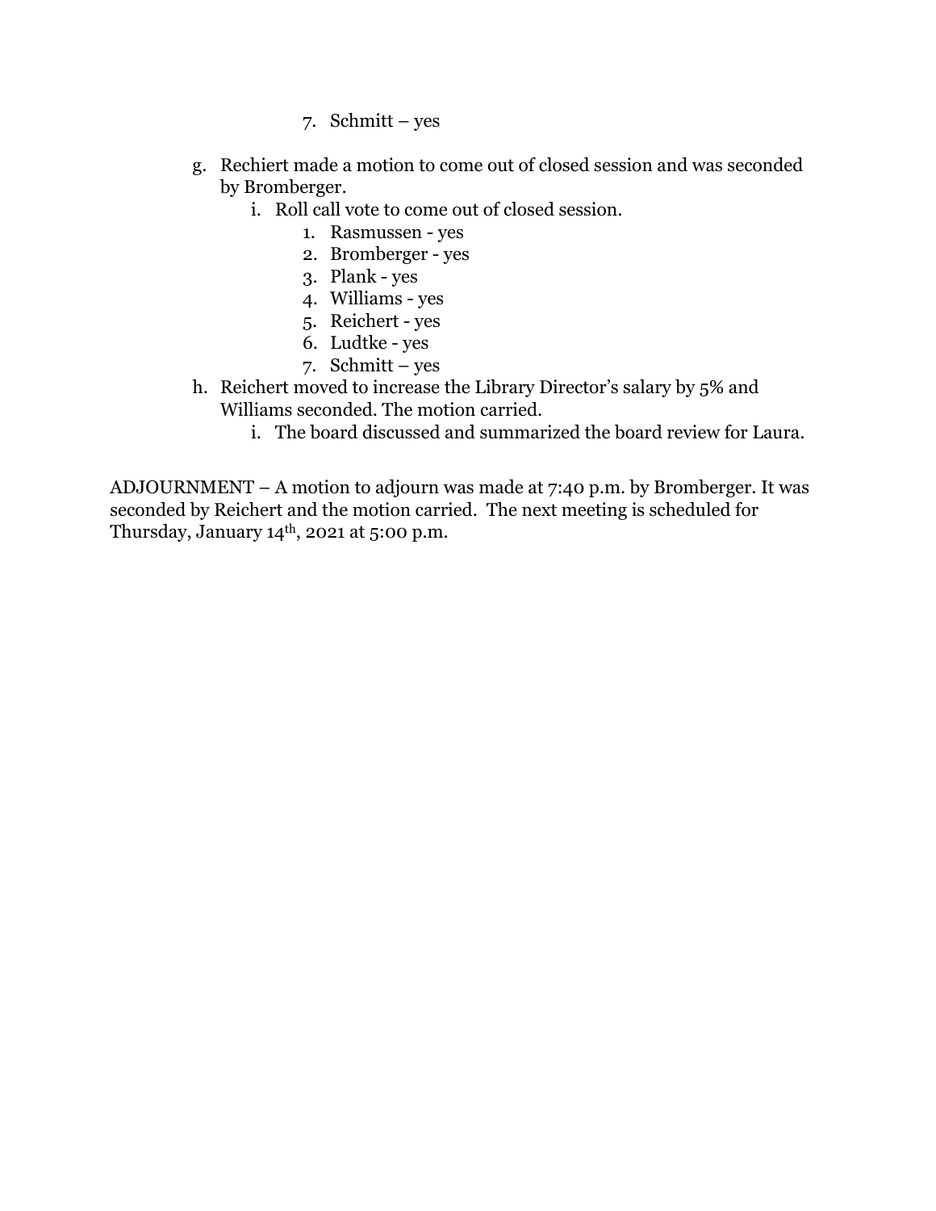7. Schmitt – yes

g. Rechiert made a motion to come out of closed session and was seconded by Bromberger.
   i. Roll call vote to come out of closed session.
      1. Rasmussen - yes
      2. Bromberger - yes
      3. Plank - yes
      4. Williams - yes
      5. Reichert - yes
      6. Ludtke - yes
      7. Schmitt – yes

h. Reichert moved to increase the Library Director's salary by 5% and Williams seconded. The motion carried.
   i. The board discussed and summarized the board review for Laura.

ADJOURNMENT – A motion to adjourn was made at 7:40 p.m. by Bromberger. It was seconded by Reichert and the motion carried. The next meeting is scheduled for Thursday, January 14th, 2021 at 5:00 p.m.